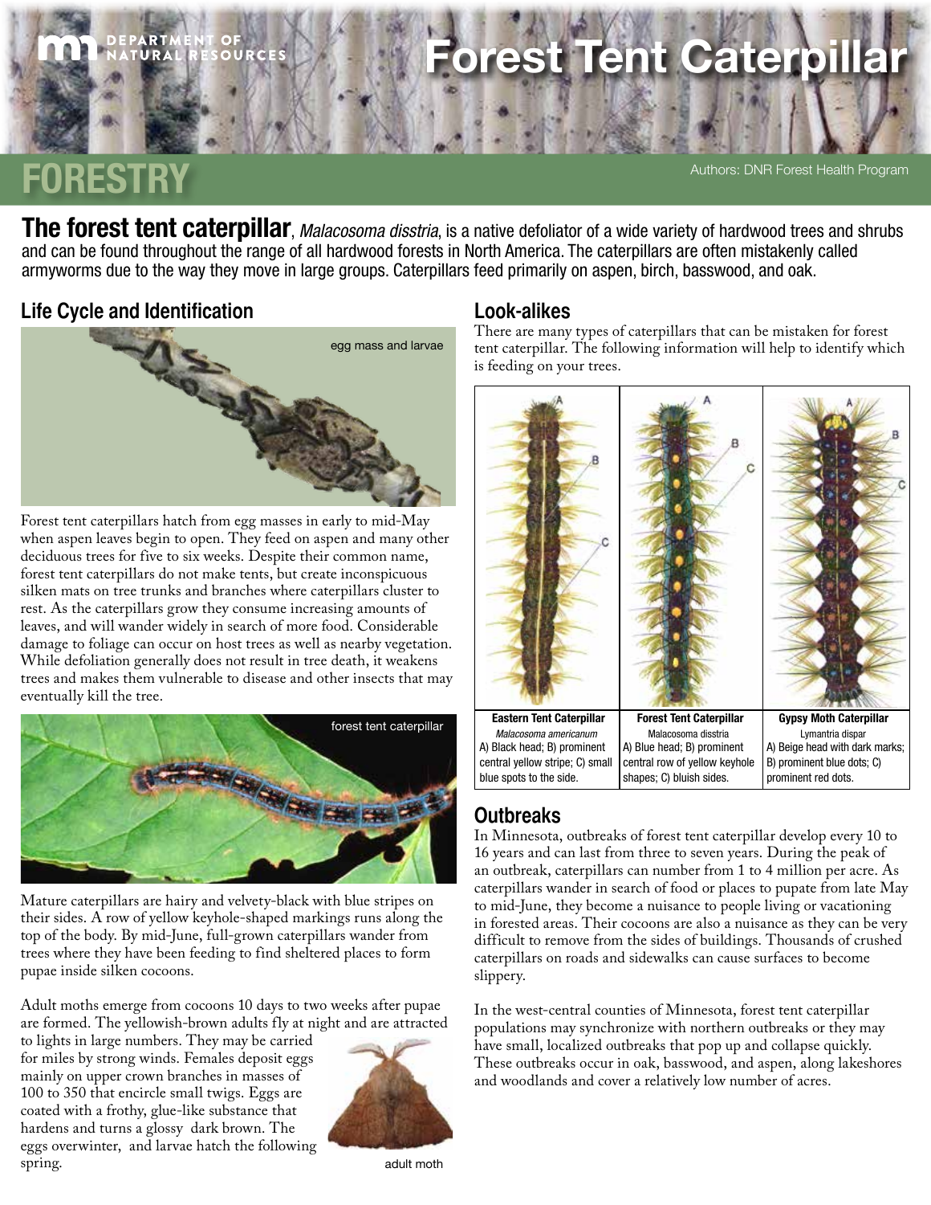# Forest Tent Caterpillar

DEPARTMENT OF NATURAL RESOURCES

FORESTRY

Authors: DNR Forest Health Program

**The forest tent caterpillar**, *Malacosoma disstria*, is a native defoliator of a wide variety of hardwood trees and shrubs and can be found throughout the range of all hardwood forests in North America. The caterpillars are often mistakenly called armyworms due to the way they move in large groups. Caterpillars feed primarily on aspen, birch, basswood, and oak.

## Life Cycle and Identification

egg mass and larvae

Forest tent caterpillars hatch from egg masses in early to mid-May when aspen leaves begin to open. They feed on aspen and many other deciduous trees for five to six weeks. Despite their common name, forest tent caterpillars do not make tents, but create inconspicuous silken mats on tree trunks and branches where caterpillars cluster to rest. As the caterpillars grow they consume increasing amounts of leaves, and will wander widely in search of more food. Considerable damage to foliage can occur on host trees as well as nearby vegetation. While defoliation generally does not result in tree death, it weakens trees and makes them vulnerable to disease and other insects that may eventually kill the tree.

forest tent caterpillar

Mature caterpillars are hairy and velvety-black with blue stripes on their sides. A row of yellow keyhole-shaped markings runs along the top of the body. By mid-June, full-grown caterpillars wander from trees where they have been feeding to find sheltered places to form pupae inside silken cocoons.

Adult moths emerge from cocoons 10 days to two weeks after pupae are formed. The yellowish-brown adults fly at night and are attracted to lights in large numbers. They may be carried for miles by strong winds. Females deposit eggs mainly on upper crown branches in masses of 100 to 350 that encircle small twigs. Eggs are coated with a frothy, glue-like substance that hardens and turns a glossy dark brown. The eggs overwinter, and larvae hatch the following spring.

adult moth

## Look-alikes

There are many types of caterpillars that can be mistaken for forest tent caterpillar. The following information will help to identify which is feeding on your trees.

| Eastern Tent Caterpillar | Forest Tent Caterpillar | Gypsy Moth Caterpillar |
|---|---|---|
| *Malacosoma americanum* | Malacosoma disstria | Lymantria dispar |
| A) Black head; B) prominent central yellow stripe; C) small blue spots to the side. | A) Blue head; B) prominent central row of yellow keyhole shapes; C) bluish sides. | A) Beige head with dark marks; B) prominent blue dots; C) prominent red dots. |

## Outbreaks

In Minnesota, outbreaks of forest tent caterpillar develop every 10 to 16 years and can last from three to seven years. During the peak of an outbreak, caterpillars can number from 1 to 4 million per acre. As caterpillars wander in search of food or places to pupate from late May to mid-June, they become a nuisance to people living or vacationing in forested areas. Their cocoons are also a nuisance as they can be very difficult to remove from the sides of buildings. Thousands of crushed caterpillars on roads and sidewalks can cause surfaces to become slippery.

In the west-central counties of Minnesota, forest tent caterpillar populations may synchronize with northern outbreaks or they may have small, localized outbreaks that pop up and collapse quickly. These outbreaks occur in oak, basswood, and aspen, along lakeshores and woodlands and cover a relatively low number of acres.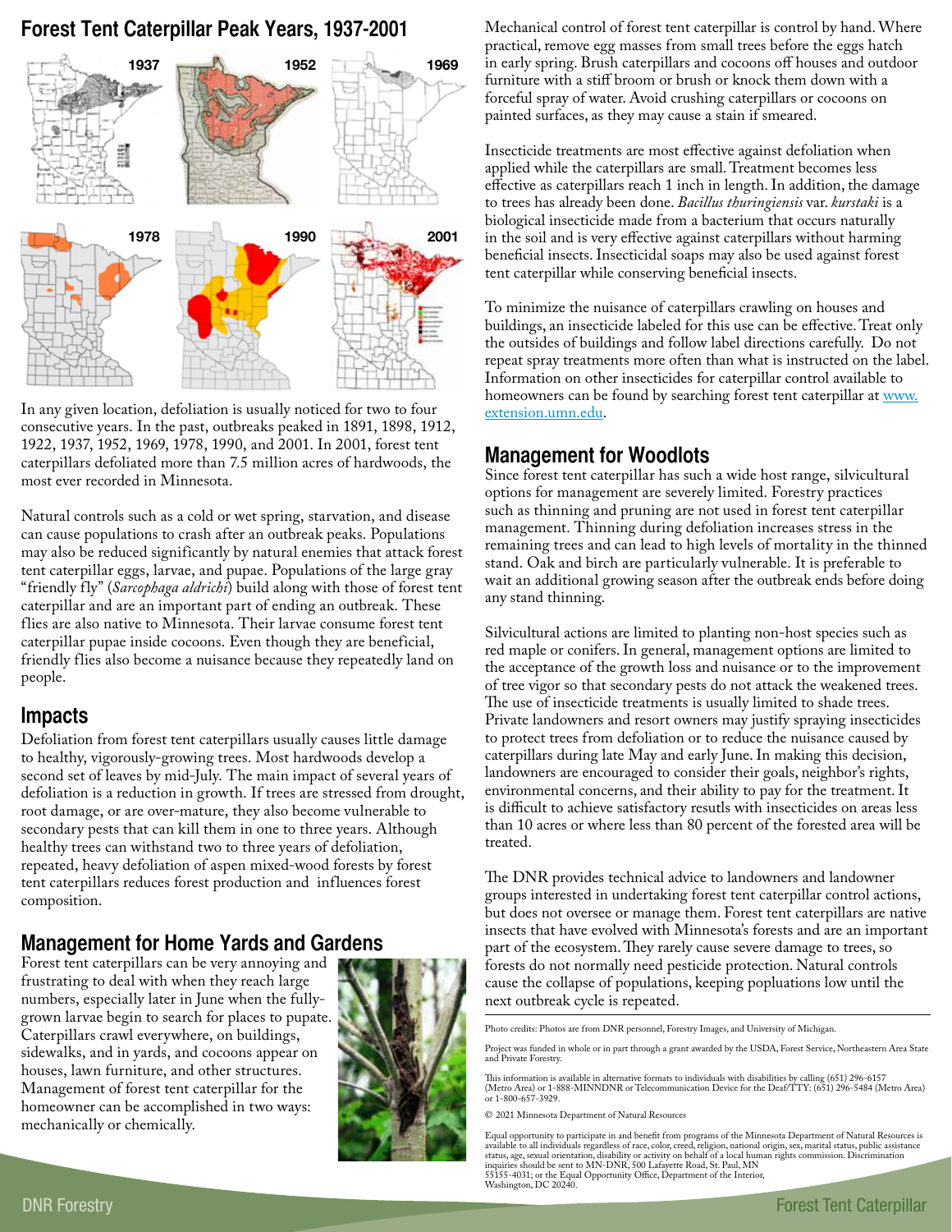## Forest Tent Caterpillar Peak Years, 1937-2001

1937

1952

1969

1978

1990

2001

In any given location, defoliation is usually noticed for two to four consecutive years. In the past, outbreaks peaked in 1891, 1898, 1912, 1922, 1937, 1952, 1969, 1978, 1990, and 2001. In 2001, forest tent caterpillars defoliated more than 7.5 million acres of hardwoods, the most ever recorded in Minnesota.

Natural controls such as a cold or wet spring, starvation, and disease can cause populations to crash after an outbreak peaks. Populations may also be reduced significantly by natural enemies that attack forest tent caterpillar eggs, larvae, and pupae. Populations of the large gray "friendly fly" (*Sarcophaga aldrichi*) build along with those of forest tent caterpillar and are an important part of ending an outbreak. These flies are also native to Minnesota. Their larvae consume forest tent caterpillar pupae inside cocoons. Even though they are beneficial, friendly flies also become a nuisance because they repeatedly land on people.

## Impacts

Defoliation from forest tent caterpillars usually causes little damage to healthy, vigorously-growing trees. Most hardwoods develop a second set of leaves by mid-July. The main impact of several years of defoliation is a reduction in growth. If trees are stressed from drought, root damage, or are over-mature, they also become vulnerable to secondary pests that can kill them in one to three years. Although healthy trees can withstand two to three years of defoliation, repeated, heavy defoliation of aspen mixed-wood forests by forest tent caterpillars reduces forest production and influences forest composition.

## Management for Home Yards and Gardens

Forest tent caterpillars can be very annoying and frustrating to deal with when they reach large numbers, especially later in June when the fully-grown larvae begin to search for places to pupate. Caterpillars crawl everywhere, on buildings, sidewalks, and in yards, and cocoons appear on houses, lawn furniture, and other structures. Management of forest tent caterpillar for the homeowner can be accomplished in two ways: mechanically or chemically.

Mechanical control of forest tent caterpillar is control by hand. Where practical, remove egg masses from small trees before the eggs hatch in early spring. Brush caterpillars and cocoons off houses and outdoor furniture with a stiff broom or brush or knock them down with a forceful spray of water. Avoid crushing caterpillars or cocoons on painted surfaces, as they may cause a stain if smeared.

Insecticide treatments are most effective against defoliation when applied while the caterpillars are small. Treatment becomes less effective as caterpillars reach 1 inch in length. In addition, the damage to trees has already been done. *Bacillus thuringiensis* var. *kurstaki* is a biological insecticide made from a bacterium that occurs naturally in the soil and is very effective against caterpillars without harming beneficial insects. Insecticidal soaps may also be used against forest tent caterpillar while conserving beneficial insects.

To minimize the nuisance of caterpillars crawling on houses and buildings, an insecticide labeled for this use can be effective. Treat only the outsides of buildings and follow label directions carefully. Do not repeat spray treatments more often than what is instructed on the label. Information on other insecticides for caterpillar control available to homeowners can be found by searching forest tent caterpillar at www.extension.umn.edu.

## Management for Woodlots

Since forest tent caterpillar has such a wide host range, silvicultural options for management are severely limited. Forestry practices such as thinning and pruning are not used in forest tent caterpillar management. Thinning during defoliation increases stress in the remaining trees and can lead to high levels of mortality in the thinned stand. Oak and birch are particularly vulnerable. It is preferable to wait an additional growing season after the outbreak ends before doing any stand thinning.

Silvicultural actions are limited to planting non-host species such as red maple or conifers. In general, management options are limited to the acceptance of the growth loss and nuisance or to the improvement of tree vigor so that secondary pests do not attack the weakened trees. The use of insecticide treatments is usually limited to shade trees. Private landowners and resort owners may justify spraying insecticides to protect trees from defoliation or to reduce the nuisance caused by caterpillars during late May and early June. In making this decision, landowners are encouraged to consider their goals, neighbor's rights, environmental concerns, and their ability to pay for the treatment. It is difficult to achieve satisfactory resutls with insecticides on areas less than 10 acres or where less than 80 percent of the forested area will be treated.

The DNR provides technical advice to landowners and landowner groups interested in undertaking forest tent caterpillar control actions, but does not oversee or manage them. Forest tent caterpillars are native insects that have evolved with Minnesota's forests and are an important part of the ecosystem. They rarely cause severe damage to trees, so forests do not normally need pesticide protection. Natural controls cause the collapse of populations, keeping popluations low until the next outbreak cycle is repeated.

---

Photo credits: Photos are from DNR personnel, Forestry Images, and University of Michigan.

Project was funded in whole or in part through a grant awarded by the USDA, Forest Service, Northeastern Area State and Private Forestry.

This information is available in alternative formats to individuals with disabilities by calling (651) 296-6157 (Metro Area) or 1-888-MINNDNR or Telecommunication Device for the Deaf/TTY: (651) 296-5484 (Metro Area) or 1-800-657-3929.

© 2021 Minnesota Department of Natural Resources

Equal opportunity to participate in and benefit from programs of the Minnesota Department of Natural Resources is available to all individuals regardless of race, color, creed, religion, national origin, sex, marital status, public assistance status, age, sexual orientation, disability or activity on behalf of a local human rights commission. Discrimination inquiries should be sent to MN-DNR, 500 Lafayette Road, St. Paul, MN 55155-4031; or the Equal Opportunity Office, Department of the Interior, Washington, DC 20240.